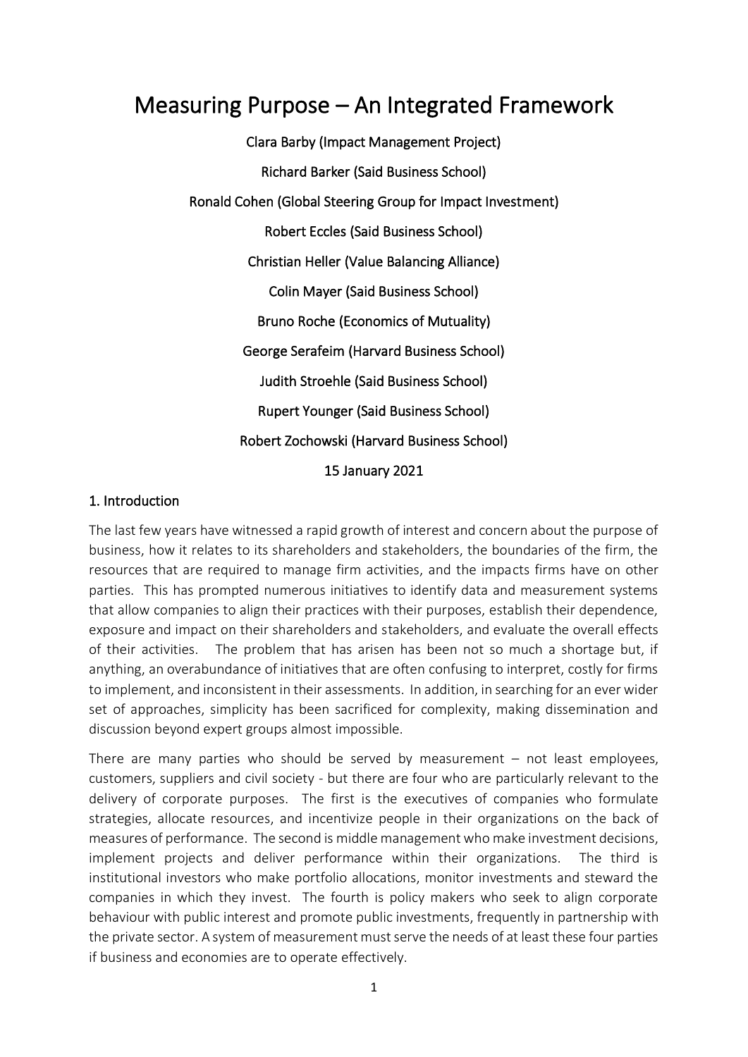# Measuring Purpose – An Integrated Framework

Clara Barby (Impact Management Project)

Richard Barker (Said Business School)

Ronald Cohen (Global Steering Group for Impact Investment)

Robert Eccles (Said Business School)

Christian Heller (Value Balancing Alliance)

Colin Mayer (Said Business School)

Bruno Roche (Economics of Mutuality)

George Serafeim (Harvard Business School)

Judith Stroehle (Said Business School)

Rupert Younger (Said Business School)

Robert Zochowski (Harvard Business School)

15 January 2021

## 1. Introduction

The last few years have witnessed a rapid growth of interest and concern about the purpose of business, how it relates to its shareholders and stakeholders, the boundaries of the firm, the resources that are required to manage firm activities, and the impacts firms have on other parties. This has prompted numerous initiatives to identify data and measurement systems that allow companies to align their practices with their purposes, establish their dependence, exposure and impact on their shareholders and stakeholders, and evaluate the overall effects of their activities. The problem that has arisen has been not so much a shortage but, if anything, an overabundance of initiatives that are often confusing to interpret, costly for firms to implement, and inconsistent in their assessments. In addition, in searching for an ever wider set of approaches, simplicity has been sacrificed for complexity, making dissemination and discussion beyond expert groups almost impossible.

There are many parties who should be served by measurement – not least employees, customers, suppliers and civil society - but there are four who are particularly relevant to the delivery of corporate purposes. The first is the executives of companies who formulate strategies, allocate resources, and incentivize people in their organizations on the back of measures of performance. The second is middle management who make investment decisions, implement projects and deliver performance within their organizations. The third is institutional investors who make portfolio allocations, monitor investments and steward the companies in which they invest. The fourth is policy makers who seek to align corporate behaviour with public interest and promote public investments, frequently in partnership with the private sector. A system of measurement must serve the needs of at least these four parties if business and economies are to operate effectively.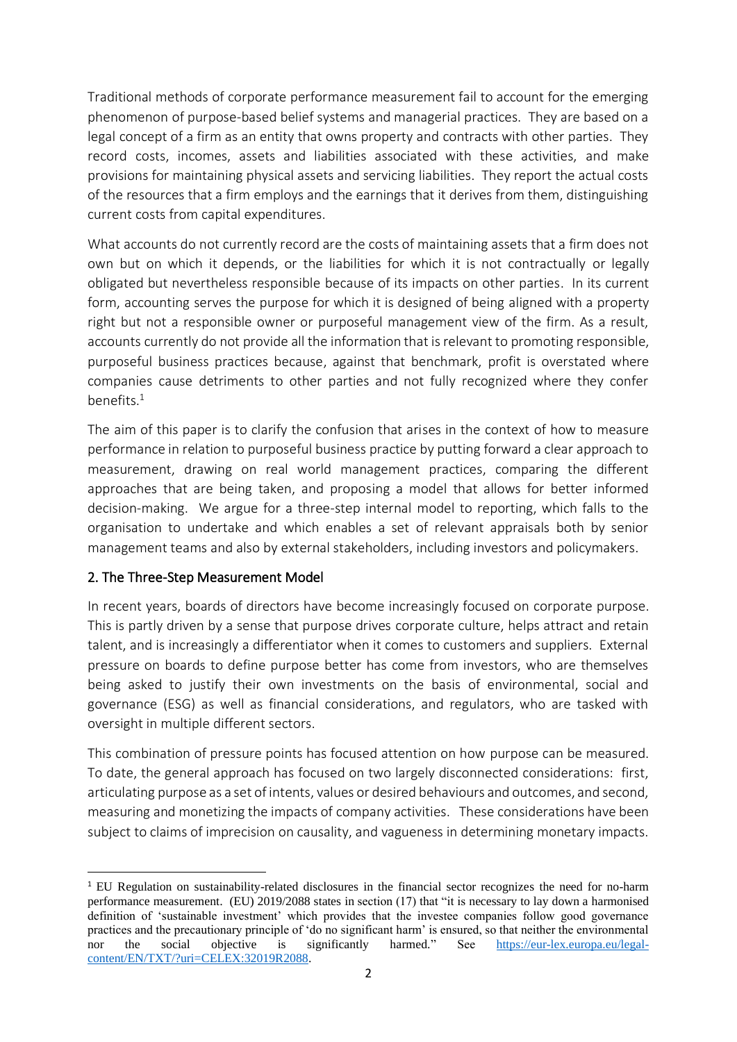Traditional methods of corporate performance measurement fail to account for the emerging phenomenon of purpose-based belief systems and managerial practices. They are based on a legal concept of a firm as an entity that owns property and contracts with other parties. They record costs, incomes, assets and liabilities associated with these activities, and make provisions for maintaining physical assets and servicing liabilities. They report the actual costs of the resources that a firm employs and the earnings that it derives from them, distinguishing current costs from capital expenditures.

What accounts do not currently record are the costs of maintaining assets that a firm does not own but on which it depends, or the liabilities for which it is not contractually or legally obligated but nevertheless responsible because of its impacts on other parties. In its current form, accounting serves the purpose for which it is designed of being aligned with a property right but not a responsible owner or purposeful management view of the firm. As a result, accounts currently do not provide all the information that is relevant to promoting responsible, purposeful business practices because, against that benchmark, profit is overstated where companies cause detriments to other parties and not fully recognized where they confer benefits.[1]

The aim of this paper is to clarify the confusion that arises in the context of how to measure performance in relation to purposeful business practice by putting forward a clear approach to measurement, drawing on real world management practices, comparing the different approaches that are being taken, and proposing a model that allows for better informed decision-making. We argue for a three-step internal model to reporting, which falls to the organisation to undertake and which enables a set of relevant appraisals both by senior management teams and also by external stakeholders, including investors and policymakers.

## 2. The Three-Step Measurement Model

In recent years, boards of directors have become increasingly focused on corporate purpose. This is partly driven by a sense that purpose drives corporate culture, helps attract and retain talent, and is increasingly a differentiator when it comes to customers and suppliers. External pressure on boards to define purpose better has come from investors, who are themselves being asked to justify their own investments on the basis of environmental, social and governance (ESG) as well as financial considerations, and regulators, who are tasked with oversight in multiple different sectors.

This combination of pressure points has focused attention on how purpose can be measured. To date, the general approach has focused on two largely disconnected considerations: first, articulating purpose as a set of intents, values or desired behaviours and outcomes, and second, measuring and monetizing the impacts of company activities. These considerations have been subject to claims of imprecision on causality, and vagueness in determining monetary impacts.

[1] EU Regulation on sustainability-related disclosures in the financial sector recognizes the need for no-harm performance measurement. (EU) 2019/2088 states in section (17) that "it is necessary to lay down a harmonised definition of 'sustainable investment' which provides that the investee companies follow good governance practices and the precautionary principle of 'do no significant harm' is ensured, so that neither the environmental nor the social objective is significantly harmed." See https://eur-lex.europa.eu/legal-content/EN/TXT/?uri=CELEX:32019R2088.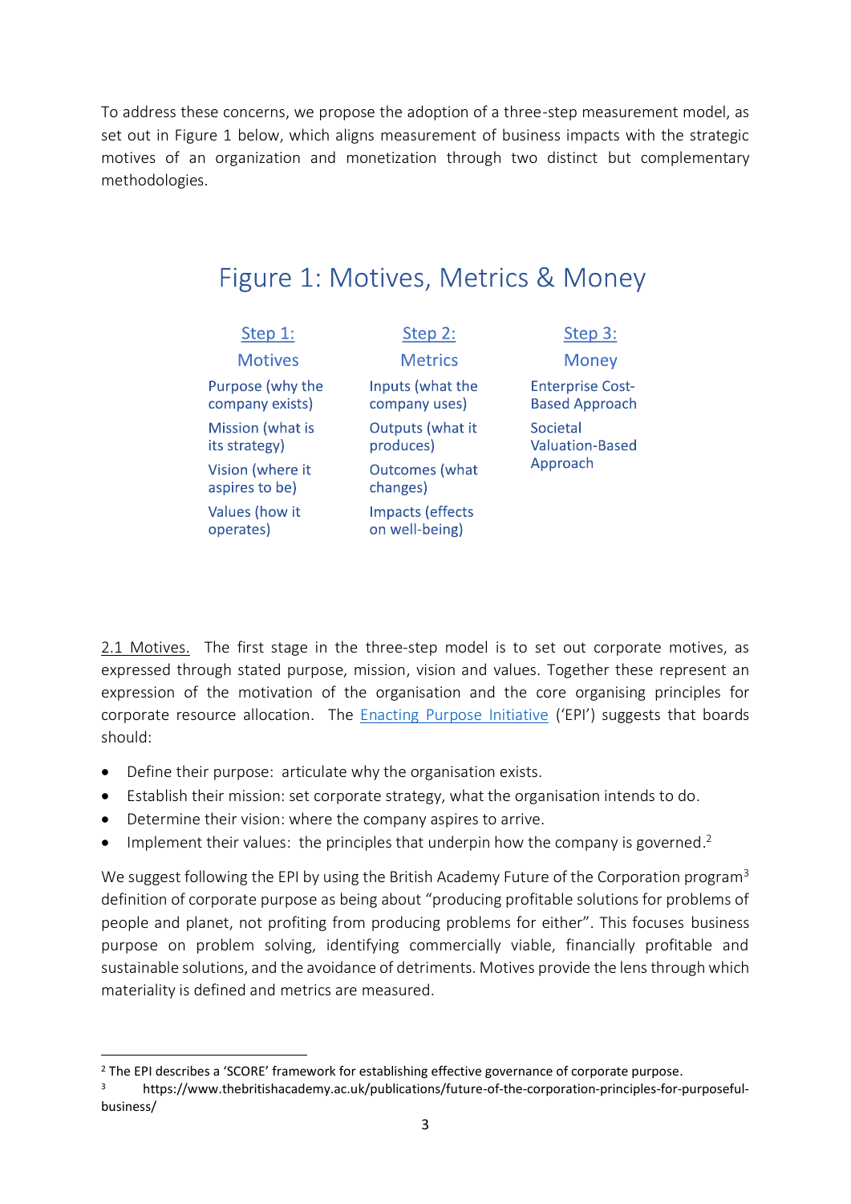To address these concerns, we propose the adoption of a three-step measurement model, as set out in Figure 1 below, which aligns measurement of business impacts with the strategic motives of an organization and monetization through two distinct but complementary methodologies.

## Figure 1: Motives, Metrics & Money

| Step 1: Motives | Step 2: Metrics | Step 3: Money |
|---|---|---|
| Purpose (why the company exists) | Inputs (what the company uses) | Enterprise Cost-Based Approach |
| Mission (what is its strategy) | Outputs (what it produces) | Societal Valuation-Based Approach |
| Vision (where it aspires to be) | Outcomes (what changes) | |
| Values (how it operates) | Impacts (effects on well-being) | |

2.1 Motives. The first stage in the three-step model is to set out corporate motives, as expressed through stated purpose, mission, vision and values. Together these represent an expression of the motivation of the organisation and the core organising principles for corporate resource allocation. The Enacting Purpose Initiative ('EPI') suggests that boards should:

- Define their purpose: articulate why the organisation exists.
- Establish their mission: set corporate strategy, what the organisation intends to do.
- Determine their vision: where the company aspires to arrive.
- Implement their values: the principles that underpin how the company is governed.[2]

We suggest following the EPI by using the British Academy Future of the Corporation program[3] definition of corporate purpose as being about "producing profitable solutions for problems of people and planet, not profiting from producing problems for either". This focuses business purpose on problem solving, identifying commercially viable, financially profitable and sustainable solutions, and the avoidance of detriments. Motives provide the lens through which materiality is defined and metrics are measured.

[2] The EPI describes a 'SCORE' framework for establishing effective governance of corporate purpose.

[3] https://www.thebritishacademy.ac.uk/publications/future-of-the-corporation-principles-for-purposeful-business/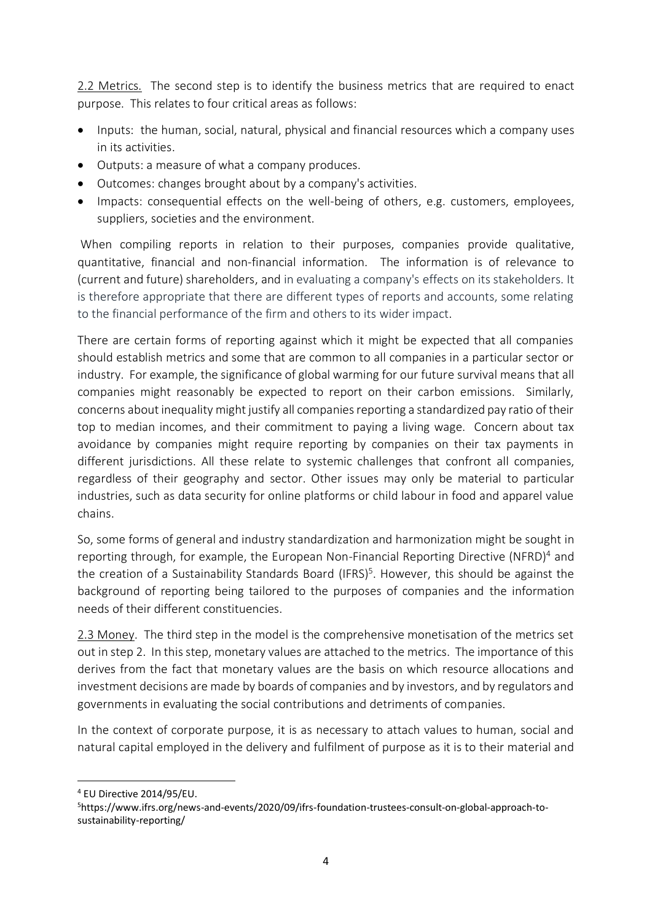2.2 Metrics. The second step is to identify the business metrics that are required to enact purpose. This relates to four critical areas as follows:

- Inputs: the human, social, natural, physical and financial resources which a company uses in its activities.
- Outputs: a measure of what a company produces.
- Outcomes: changes brought about by a company's activities.
- Impacts: consequential effects on the well-being of others, e.g. customers, employees, suppliers, societies and the environment.

When compiling reports in relation to their purposes, companies provide qualitative, quantitative, financial and non-financial information. The information is of relevance to (current and future) shareholders, and in evaluating a company's effects on its stakeholders. It is therefore appropriate that there are different types of reports and accounts, some relating to the financial performance of the firm and others to its wider impact.

There are certain forms of reporting against which it might be expected that all companies should establish metrics and some that are common to all companies in a particular sector or industry. For example, the significance of global warming for our future survival means that all companies might reasonably be expected to report on their carbon emissions. Similarly, concerns about inequality might justify all companies reporting a standardized pay ratio of their top to median incomes, and their commitment to paying a living wage. Concern about tax avoidance by companies might require reporting by companies on their tax payments in different jurisdictions. All these relate to systemic challenges that confront all companies, regardless of their geography and sector. Other issues may only be material to particular industries, such as data security for online platforms or child labour in food and apparel value chains.

So, some forms of general and industry standardization and harmonization might be sought in reporting through, for example, the European Non-Financial Reporting Directive (NFRD)[4] and the creation of a Sustainability Standards Board (IFRS)[5]. However, this should be against the background of reporting being tailored to the purposes of companies and the information needs of their different constituencies.

2.3 Money. The third step in the model is the comprehensive monetisation of the metrics set out in step 2. In this step, monetary values are attached to the metrics. The importance of this derives from the fact that monetary values are the basis on which resource allocations and investment decisions are made by boards of companies and by investors, and by regulators and governments in evaluating the social contributions and detriments of companies.

In the context of corporate purpose, it is as necessary to attach values to human, social and natural capital employed in the delivery and fulfilment of purpose as it is to their material and

---

[4] EU Directive 2014/95/EU.

[5] https://www.ifrs.org/news-and-events/2020/09/ifrs-foundation-trustees-consult-on-global-approach-to-sustainability-reporting/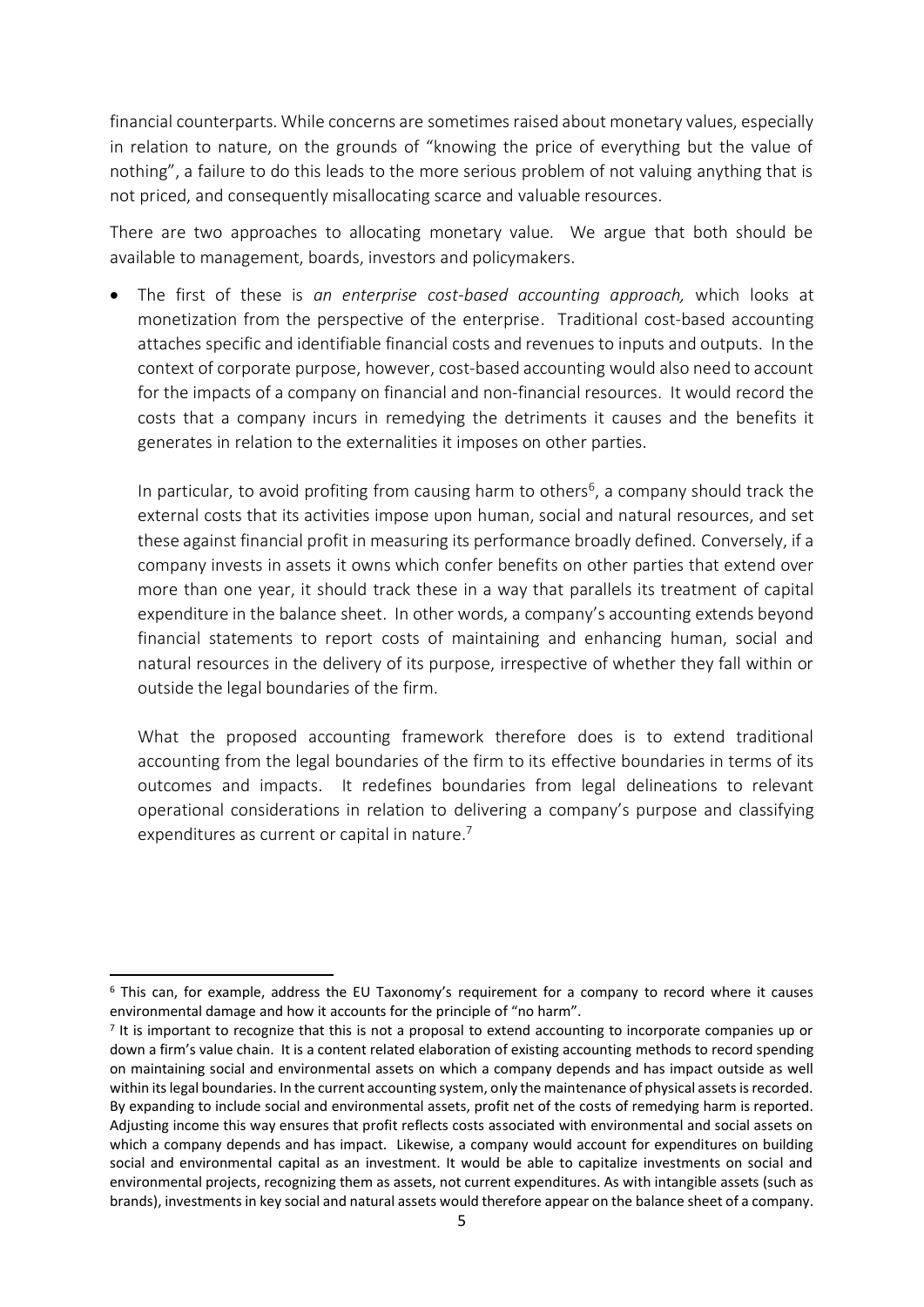financial counterparts. While concerns are sometimes raised about monetary values, especially in relation to nature, on the grounds of "knowing the price of everything but the value of nothing", a failure to do this leads to the more serious problem of not valuing anything that is not priced, and consequently misallocating scarce and valuable resources.

There are two approaches to allocating monetary value. We argue that both should be available to management, boards, investors and policymakers.

- The first of these is *an enterprise cost-based accounting approach,* which looks at monetization from the perspective of the enterprise. Traditional cost-based accounting attaches specific and identifiable financial costs and revenues to inputs and outputs. In the context of corporate purpose, however, cost-based accounting would also need to account for the impacts of a company on financial and non-financial resources. It would record the costs that a company incurs in remedying the detriments it causes and the benefits it generates in relation to the externalities it imposes on other parties.

  In particular, to avoid profiting from causing harm to others[6], a company should track the external costs that its activities impose upon human, social and natural resources, and set these against financial profit in measuring its performance broadly defined. Conversely, if a company invests in assets it owns which confer benefits on other parties that extend over more than one year, it should track these in a way that parallels its treatment of capital expenditure in the balance sheet. In other words, a company's accounting extends beyond financial statements to report costs of maintaining and enhancing human, social and natural resources in the delivery of its purpose, irrespective of whether they fall within or outside the legal boundaries of the firm.

  What the proposed accounting framework therefore does is to extend traditional accounting from the legal boundaries of the firm to its effective boundaries in terms of its outcomes and impacts. It redefines boundaries from legal delineations to relevant operational considerations in relation to delivering a company's purpose and classifying expenditures as current or capital in nature.[7]

---

[6] This can, for example, address the EU Taxonomy's requirement for a company to record where it causes environmental damage and how it accounts for the principle of "no harm".

[7] It is important to recognize that this is not a proposal to extend accounting to incorporate companies up or down a firm's value chain. It is a content related elaboration of existing accounting methods to record spending on maintaining social and environmental assets on which a company depends and has impact outside as well within its legal boundaries. In the current accounting system, only the maintenance of physical assets is recorded. By expanding to include social and environmental assets, profit net of the costs of remedying harm is reported. Adjusting income this way ensures that profit reflects costs associated with environmental and social assets on which a company depends and has impact. Likewise, a company would account for expenditures on building social and environmental capital as an investment. It would be able to capitalize investments on social and environmental projects, recognizing them as assets, not current expenditures. As with intangible assets (such as brands), investments in key social and natural assets would therefore appear on the balance sheet of a company.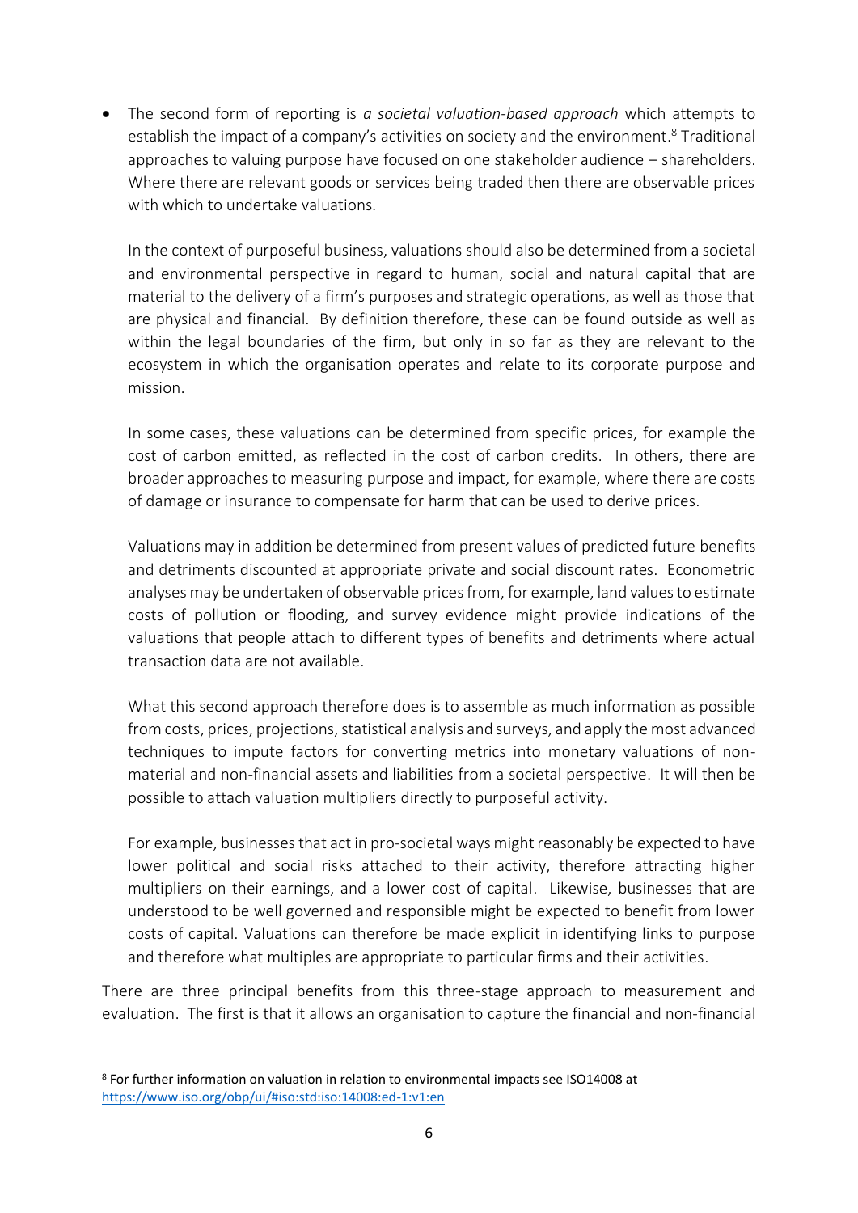- The second form of reporting is *a societal valuation-based approach* which attempts to establish the impact of a company's activities on society and the environment.[8] Traditional approaches to valuing purpose have focused on one stakeholder audience – shareholders. Where there are relevant goods or services being traded then there are observable prices with which to undertake valuations.

  In the context of purposeful business, valuations should also be determined from a societal and environmental perspective in regard to human, social and natural capital that are material to the delivery of a firm's purposes and strategic operations, as well as those that are physical and financial. By definition therefore, these can be found outside as well as within the legal boundaries of the firm, but only in so far as they are relevant to the ecosystem in which the organisation operates and relate to its corporate purpose and mission.

  In some cases, these valuations can be determined from specific prices, for example the cost of carbon emitted, as reflected in the cost of carbon credits. In others, there are broader approaches to measuring purpose and impact, for example, where there are costs of damage or insurance to compensate for harm that can be used to derive prices.

  Valuations may in addition be determined from present values of predicted future benefits and detriments discounted at appropriate private and social discount rates. Econometric analyses may be undertaken of observable prices from, for example, land values to estimate costs of pollution or flooding, and survey evidence might provide indications of the valuations that people attach to different types of benefits and detriments where actual transaction data are not available.

  What this second approach therefore does is to assemble as much information as possible from costs, prices, projections, statistical analysis and surveys, and apply the most advanced techniques to impute factors for converting metrics into monetary valuations of non-material and non-financial assets and liabilities from a societal perspective. It will then be possible to attach valuation multipliers directly to purposeful activity.

  For example, businesses that act in pro-societal ways might reasonably be expected to have lower political and social risks attached to their activity, therefore attracting higher multipliers on their earnings, and a lower cost of capital. Likewise, businesses that are understood to be well governed and responsible might be expected to benefit from lower costs of capital. Valuations can therefore be made explicit in identifying links to purpose and therefore what multiples are appropriate to particular firms and their activities.

There are three principal benefits from this three-stage approach to measurement and evaluation. The first is that it allows an organisation to capture the financial and non-financial

---

[8] For further information on valuation in relation to environmental impacts see ISO14008 at https://www.iso.org/obp/ui/#iso:std:iso:14008:ed-1:v1:en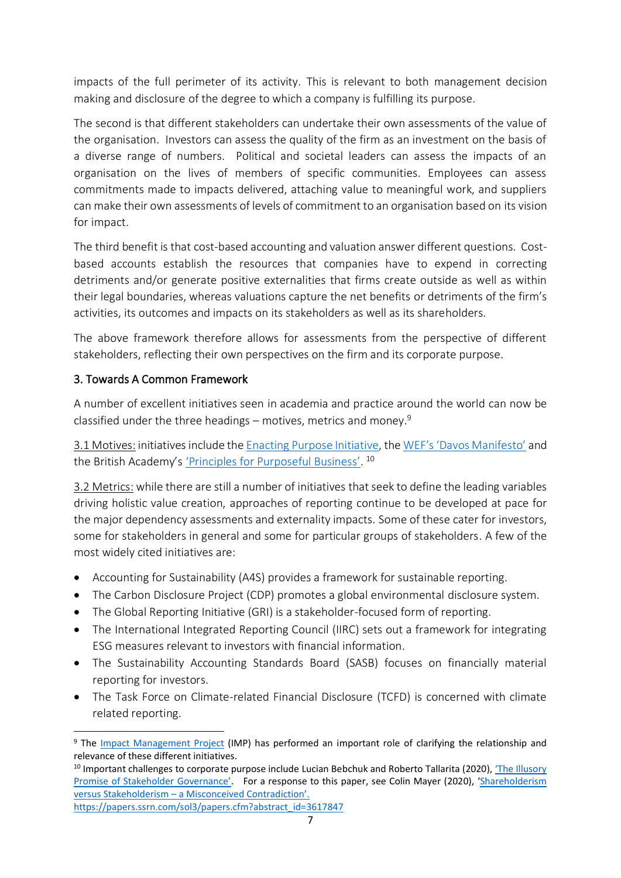impacts of the full perimeter of its activity. This is relevant to both management decision making and disclosure of the degree to which a company is fulfilling its purpose.

The second is that different stakeholders can undertake their own assessments of the value of the organisation. Investors can assess the quality of the firm as an investment on the basis of a diverse range of numbers. Political and societal leaders can assess the impacts of an organisation on the lives of members of specific communities. Employees can assess commitments made to impacts delivered, attaching value to meaningful work, and suppliers can make their own assessments of levels of commitment to an organisation based on its vision for impact.

The third benefit is that cost-based accounting and valuation answer different questions. Cost-based accounts establish the resources that companies have to expend in correcting detriments and/or generate positive externalities that firms create outside as well as within their legal boundaries, whereas valuations capture the net benefits or detriments of the firm's activities, its outcomes and impacts on its stakeholders as well as its shareholders.

The above framework therefore allows for assessments from the perspective of different stakeholders, reflecting their own perspectives on the firm and its corporate purpose.

## 3. Towards A Common Framework

A number of excellent initiatives seen in academia and practice around the world can now be classified under the three headings – motives, metrics and money.[9]

3.1 Motives: initiatives include the Enacting Purpose Initiative, the WEF's 'Davos Manifesto' and the British Academy's 'Principles for Purposeful Business'. [10]

3.2 Metrics: while there are still a number of initiatives that seek to define the leading variables driving holistic value creation, approaches of reporting continue to be developed at pace for the major dependency assessments and externality impacts. Some of these cater for investors, some for stakeholders in general and some for particular groups of stakeholders. A few of the most widely cited initiatives are:

- Accounting for Sustainability (A4S) provides a framework for sustainable reporting.
- The Carbon Disclosure Project (CDP) promotes a global environmental disclosure system.
- The Global Reporting Initiative (GRI) is a stakeholder-focused form of reporting.
- The International Integrated Reporting Council (IIRC) sets out a framework for integrating ESG measures relevant to investors with financial information.
- The Sustainability Accounting Standards Board (SASB) focuses on financially material reporting for investors.
- The Task Force on Climate-related Financial Disclosure (TCFD) is concerned with climate related reporting.

---

[9] The Impact Management Project (IMP) has performed an important role of clarifying the relationship and relevance of these different initiatives.

[10] Important challenges to corporate purpose include Lucian Bebchuk and Roberto Tallarita (2020), 'The Illusory Promise of Stakeholder Governance'. For a response to this paper, see Colin Mayer (2020), 'Shareholderism versus Stakeholderism – a Misconceived Contradiction'. https://papers.ssrn.com/sol3/papers.cfm?abstract_id=3617847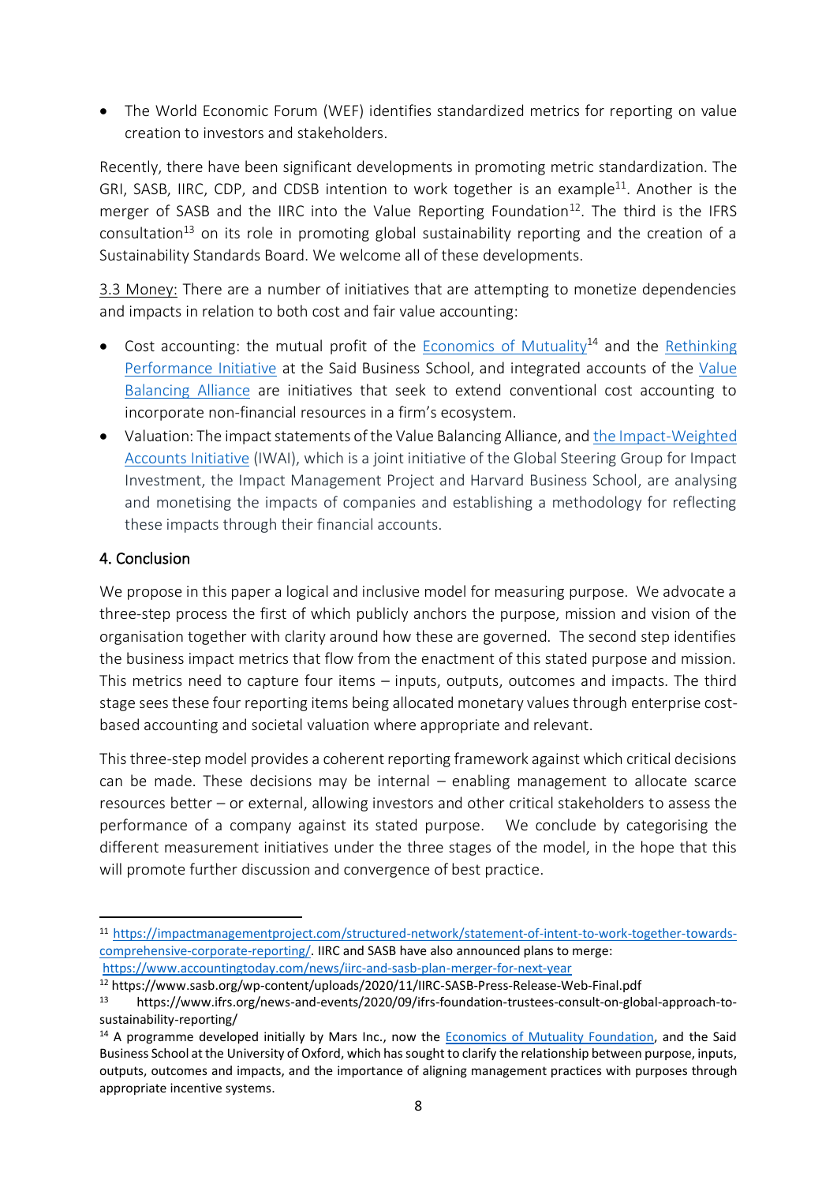- The World Economic Forum (WEF) identifies standardized metrics for reporting on value creation to investors and stakeholders.

Recently, there have been significant developments in promoting metric standardization. The GRI, SASB, IIRC, CDP, and CDSB intention to work together is an example[11]. Another is the merger of SASB and the IIRC into the Value Reporting Foundation[12]. The third is the IFRS consultation[13] on its role in promoting global sustainability reporting and the creation of a Sustainability Standards Board. We welcome all of these developments.

3.3 Money: There are a number of initiatives that are attempting to monetize dependencies and impacts in relation to both cost and fair value accounting:

- Cost accounting: the mutual profit of the Economics of Mutuality[14] and the Rethinking Performance Initiative at the Said Business School, and integrated accounts of the Value Balancing Alliance are initiatives that seek to extend conventional cost accounting to incorporate non-financial resources in a firm's ecosystem.
- Valuation: The impact statements of the Value Balancing Alliance, and the Impact-Weighted Accounts Initiative (IWAI), which is a joint initiative of the Global Steering Group for Impact Investment, the Impact Management Project and Harvard Business School, are analysing and monetising the impacts of companies and establishing a methodology for reflecting these impacts through their financial accounts.

## 4. Conclusion

We propose in this paper a logical and inclusive model for measuring purpose. We advocate a three-step process the first of which publicly anchors the purpose, mission and vision of the organisation together with clarity around how these are governed. The second step identifies the business impact metrics that flow from the enactment of this stated purpose and mission. This metrics need to capture four items – inputs, outputs, outcomes and impacts. The third stage sees these four reporting items being allocated monetary values through enterprise cost-based accounting and societal valuation where appropriate and relevant.

This three-step model provides a coherent reporting framework against which critical decisions can be made. These decisions may be internal – enabling management to allocate scarce resources better – or external, allowing investors and other critical stakeholders to assess the performance of a company against its stated purpose. We conclude by categorising the different measurement initiatives under the three stages of the model, in the hope that this will promote further discussion and convergence of best practice.

---

[11] https://impactmanagementproject.com/structured-network/statement-of-intent-to-work-together-towards-comprehensive-corporate-reporting/. IIRC and SASB have also announced plans to merge: https://www.accountingtoday.com/news/iirc-and-sasb-plan-merger-for-next-year

[12] https://www.sasb.org/wp-content/uploads/2020/11/IIRC-SASB-Press-Release-Web-Final.pdf

[13] https://www.ifrs.org/news-and-events/2020/09/ifrs-foundation-trustees-consult-on-global-approach-to-sustainability-reporting/

[14] A programme developed initially by Mars Inc., now the Economics of Mutuality Foundation, and the Said Business School at the University of Oxford, which has sought to clarify the relationship between purpose, inputs, outputs, outcomes and impacts, and the importance of aligning management practices with purposes through appropriate incentive systems.